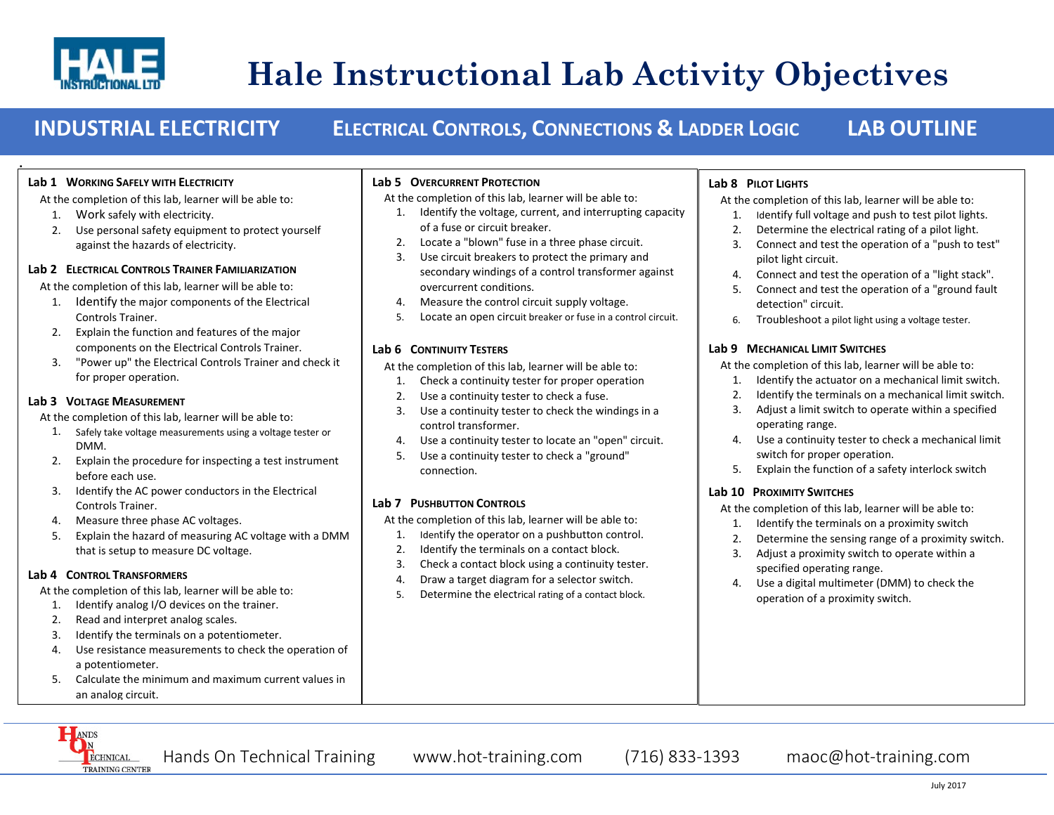# Hale Instructional Lab Activity Objectives

## INDUSTRIAL ELECTRICITY — ELECTRICAL CONTROLS, CONNECTIONS & LADDER LOGIC — LAB OUTLINE

### Lab 1 Working Safely with Electricity

At the completion of this lab, learner will be able to:

1. Work safely with electricity.
2. Use personal safety equipment to protect yourself against the hazards of electricity.

### Lab 2 Electrical Controls Trainer Familiarization

At the completion of this lab, learner will be able to:

1. Identify the major components of the Electrical Controls Trainer.
2. Explain the function and features of the major components on the Electrical Controls Trainer.
3. "Power up" the Electrical Controls Trainer and check it for proper operation.

### Lab 3 Voltage Measurement

At the completion of this lab, learner will be able to:

1. Safely take voltage measurements using a voltage tester or DMM.
2. Explain the procedure for inspecting a test instrument before each use.
3. Identify the AC power conductors in the Electrical Controls Trainer.
4. Measure three phase AC voltages.
5. Explain the hazard of measuring AC voltage with a DMM that is setup to measure DC voltage.

### Lab 4 Control Transformers

At the completion of this lab, learner will be able to:

1. Identify analog I/O devices on the trainer.
2. Read and interpret analog scales.
3. Identify the terminals on a potentiometer.
4. Use resistance measurements to check the operation of a potentiometer.
5. Calculate the minimum and maximum current values in an analog circuit.

### Lab 5 Overcurrent Protection

At the completion of this lab, learner will be able to:

1. Identify the voltage, current, and interrupting capacity of a fuse or circuit breaker.
2. Locate a "blown" fuse in a three phase circuit.
3. Use circuit breakers to protect the primary and secondary windings of a control transformer against overcurrent conditions.
4. Measure the control circuit supply voltage.
5. Locate an open circuit breaker or fuse in a control circuit.

### Lab 6 Continuity Testers

At the completion of this lab, learner will be able to:

1. Check a continuity tester for proper operation
2. Use a continuity tester to check a fuse.
3. Use a continuity tester to check the windings in a control transformer.
4. Use a continuity tester to locate an "open" circuit.
5. Use a continuity tester to check a "ground" connection.

### Lab 7 Pushbutton Controls

At the completion of this lab, learner will be able to:

1. Identify the operator on a pushbutton control.
2. Identify the terminals on a contact block.
3. Check a contact block using a continuity tester.
4. Draw a target diagram for a selector switch.
5. Determine the electrical rating of a contact block.

### Lab 8 Pilot Lights

At the completion of this lab, learner will be able to:

1. Identify full voltage and push to test pilot lights.
2. Determine the electrical rating of a pilot light.
3. Connect and test the operation of a "push to test" pilot light circuit.
4. Connect and test the operation of a "light stack".
5. Connect and test the operation of a "ground fault detection" circuit.
6. Troubleshoot a pilot light using a voltage tester.

### Lab 9 Mechanical Limit Switches

At the completion of this lab, learner will be able to:

1. Identify the actuator on a mechanical limit switch.
2. Identify the terminals on a mechanical limit switch.
3. Adjust a limit switch to operate within a specified operating range.
4. Use a continuity tester to check a mechanical limit switch for proper operation.
5. Explain the function of a safety interlock switch

### Lab 10 Proximity Switches

At the completion of this lab, learner will be able to:

1. Identify the terminals on a proximity switch
2. Determine the sensing range of a proximity switch.
3. Adjust a proximity switch to operate within a specified operating range.
4. Use a digital multimeter (DMM) to check the operation of a proximity switch.

Hands On Technical Training www.hot-training.com (716) 833-1393 maoc@hot-training.com

July 2017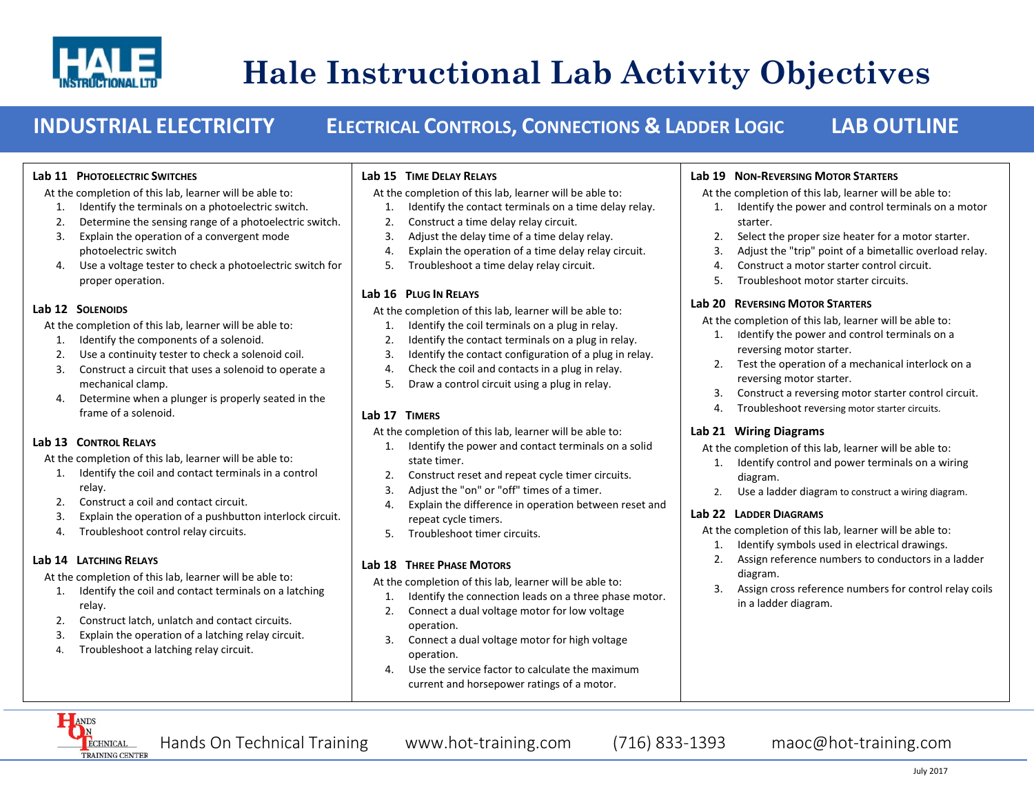# Hale Instructional Lab Activity Objectives

**INDUSTRIAL ELECTRICITY** — **ELECTRICAL CONTROLS, CONNECTIONS & LADDER LOGIC** — **LAB OUTLINE**

### Lab 11 Photoelectric Switches

At the completion of this lab, learner will be able to:

1. Identify the terminals on a photoelectric switch.
2. Determine the sensing range of a photoelectric switch.
3. Explain the operation of a convergent mode photoelectric switch
4. Use a voltage tester to check a photoelectric switch for proper operation.

### Lab 12 Solenoids

At the completion of this lab, learner will be able to:

1. Identify the components of a solenoid.
2. Use a continuity tester to check a solenoid coil.
3. Construct a circuit that uses a solenoid to operate a mechanical clamp.
4. Determine when a plunger is properly seated in the frame of a solenoid.

### Lab 13 Control Relays

At the completion of this lab, learner will be able to:

1. Identify the coil and contact terminals in a control relay.
2. Construct a coil and contact circuit.
3. Explain the operation of a pushbutton interlock circuit.
4. Troubleshoot control relay circuits.

### Lab 14 Latching Relays

At the completion of this lab, learner will be able to:

1. Identify the coil and contact terminals on a latching relay.
2. Construct latch, unlatch and contact circuits.
3. Explain the operation of a latching relay circuit.
4. Troubleshoot a latching relay circuit.

### Lab 15 Time Delay Relays

At the completion of this lab, learner will be able to:

1. Identify the contact terminals on a time delay relay.
2. Construct a time delay relay circuit.
3. Adjust the delay time of a time delay relay.
4. Explain the operation of a time delay relay circuit.
5. Troubleshoot a time delay relay circuit.

### Lab 16 Plug In Relays

At the completion of this lab, learner will be able to:

1. Identify the coil terminals on a plug in relay.
2. Identify the contact terminals on a plug in relay.
3. Identify the contact configuration of a plug in relay.
4. Check the coil and contacts in a plug in relay.
5. Draw a control circuit using a plug in relay.

### Lab 17 Timers

At the completion of this lab, learner will be able to:

1. Identify the power and contact terminals on a solid state timer.
2. Construct reset and repeat cycle timer circuits.
3. Adjust the "on" or "off" times of a timer.
4. Explain the difference in operation between reset and repeat cycle timers.
5. Troubleshoot timer circuits.

### Lab 18 Three Phase Motors

At the completion of this lab, learner will be able to:

1. Identify the connection leads on a three phase motor.
2. Connect a dual voltage motor for low voltage operation.
3. Connect a dual voltage motor for high voltage operation.
4. Use the service factor to calculate the maximum current and horsepower ratings of a motor.

### Lab 19 Non-Reversing Motor Starters

At the completion of this lab, learner will be able to:

1. Identify the power and control terminals on a motor starter.
2. Select the proper size heater for a motor starter.
3. Adjust the "trip" point of a bimetallic overload relay.
4. Construct a motor starter control circuit.
5. Troubleshoot motor starter circuits.

### Lab 20 Reversing Motor Starters

At the completion of this lab, learner will be able to:

1. Identify the power and control terminals on a reversing motor starter.
2. Test the operation of a mechanical interlock on a reversing motor starter.
3. Construct a reversing motor starter control circuit.
4. Troubleshoot reversing motor starter circuits.

### Lab 21 Wiring Diagrams

At the completion of this lab, learner will be able to:

1. Identify control and power terminals on a wiring diagram.
2. Use a ladder diagram to construct a wiring diagram.

### Lab 22 Ladder Diagrams

At the completion of this lab, learner will be able to:

1. Identify symbols used in electrical drawings.
2. Assign reference numbers to conductors in a ladder diagram.
3. Assign cross reference numbers for control relay coils in a ladder diagram.

Hands On Technical Training www.hot-training.com (716) 833-1393 maoc@hot-training.com

July 2017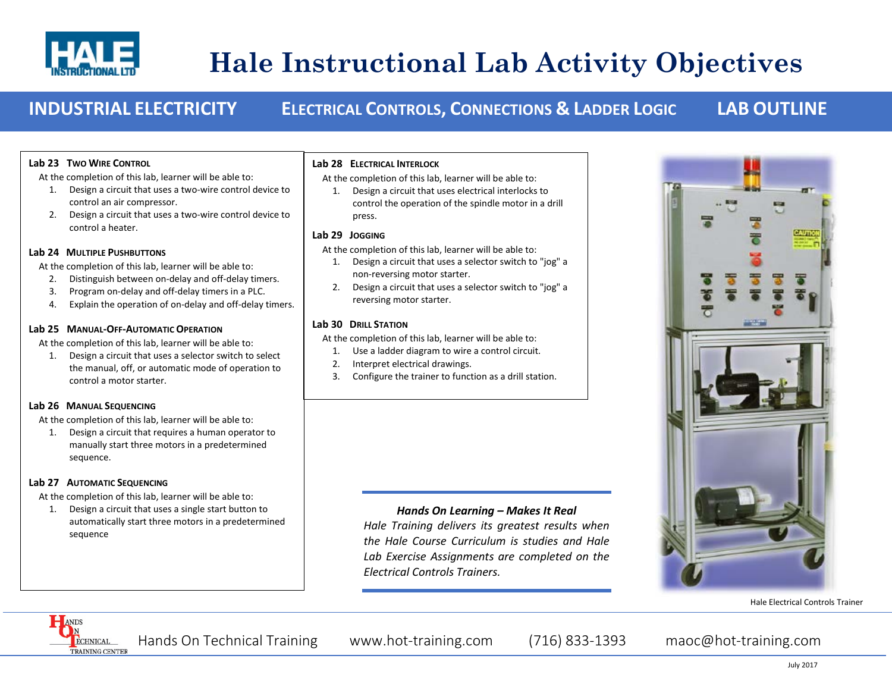# Hale Instructional Lab Activity Objectives

## INDUSTRIAL ELECTRICITY — ELECTRICAL CONTROLS, CONNECTIONS & LADDER LOGIC — LAB OUTLINE

**Lab 23 Two Wire Control**

At the completion of this lab, learner will be able to:

1. Design a circuit that uses a two-wire control device to control an air compressor.
2. Design a circuit that uses a two-wire control device to control a heater.

**Lab 24 Multiple Pushbuttons**

At the completion of this lab, learner will be able to:

2. Distinguish between on-delay and off-delay timers.
3. Program on-delay and off-delay timers in a PLC.
4. Explain the operation of on-delay and off-delay timers.

**Lab 25 Manual-Off-Automatic Operation**

At the completion of this lab, learner will be able to:

1. Design a circuit that uses a selector switch to select the manual, off, or automatic mode of operation to control a motor starter.

**Lab 26 Manual Sequencing**

At the completion of this lab, learner will be able to:

1. Design a circuit that requires a human operator to manually start three motors in a predetermined sequence.

**Lab 27 Automatic Sequencing**

At the completion of this lab, learner will be able to:

1. Design a circuit that uses a single start button to automatically start three motors in a predetermined sequence

**Lab 28 Electrical Interlock**

At the completion of this lab, learner will be able to:

1. Design a circuit that uses electrical interlocks to control the operation of the spindle motor in a drill press.

**Lab 29 Jogging**

At the completion of this lab, learner will be able to:

1. Design a circuit that uses a selector switch to "jog" a non-reversing motor starter.
2. Design a circuit that uses a selector switch to "jog" a reversing motor starter.

**Lab 30 Drill Station**

At the completion of this lab, learner will be able to:

1. Use a ladder diagram to wire a control circuit.
2. Interpret electrical drawings.
3. Configure the trainer to function as a drill station.

***Hands On Learning – Makes It Real***

*Hale Training delivers its greatest results when the Hale Course Curriculum is studies and Hale Lab Exercise Assignments are completed on the Electrical Controls Trainers.*

Hale Electrical Controls Trainer

Hands On Technical Training    www.hot-training.com    (716) 833-1393    maoc@hot-training.com

July 2017